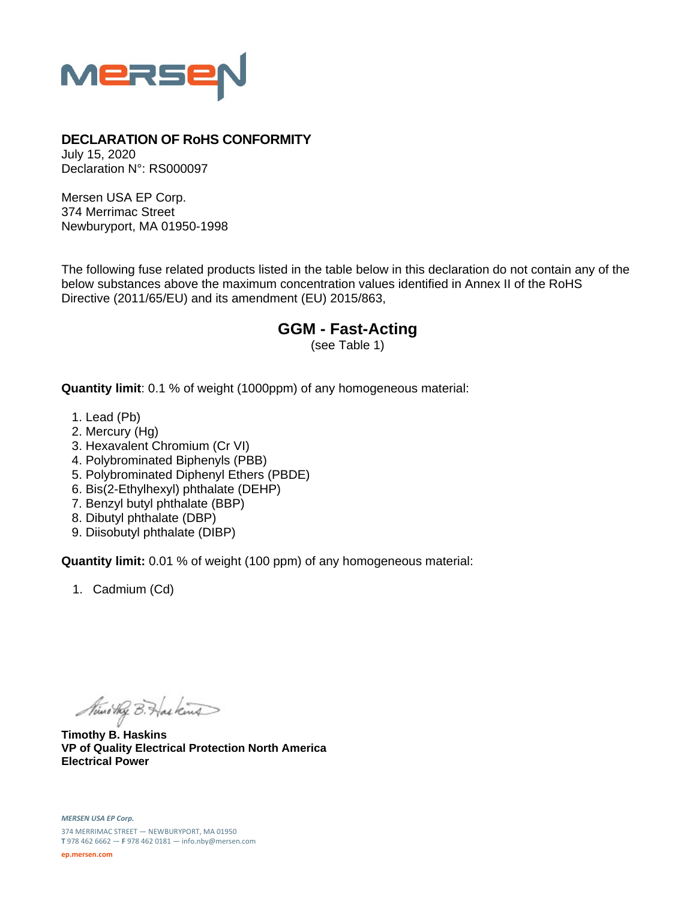MERSEN

# DECLARATION OF RoHS CONFORMITY

July 15, 2020
Declaration N°: RS000097

Mersen USA EP Corp.
374 Merrimac Street
Newburyport, MA 01950-1998

The following fuse related products listed in the table below in this declaration do not contain any of the below substances above the maximum concentration values identified in Annex II of the RoHS Directive (2011/65/EU) and its amendment (EU) 2015/863,

## GGM - Fast-Acting

(see Table 1)

**Quantity limit**: 0.1 % of weight (1000ppm) of any homogeneous material:

1. Lead (Pb)
2. Mercury (Hg)
3. Hexavalent Chromium (Cr VI)
4. Polybrominated Biphenyls (PBB)
5. Polybrominated Diphenyl Ethers (PBDE)
6. Bis(2-Ethylhexyl) phthalate (DEHP)
7. Benzyl butyl phthalate (BBP)
8. Dibutyl phthalate (DBP)
9. Diisobutyl phthalate (DIBP)

**Quantity limit:** 0.01 % of weight (100 ppm) of any homogeneous material:

1. Cadmium (Cd)

Timothy B. Haskins

**Timothy B. Haskins**
**VP of Quality Electrical Protection North America**
**Electrical Power**

*MERSEN USA EP Corp.*
374 MERRIMAC STREET — NEWBURYPORT, MA 01950
**T** 978 462 6662 — **F** 978 462 0181 — info.nby@mersen.com
ep.mersen.com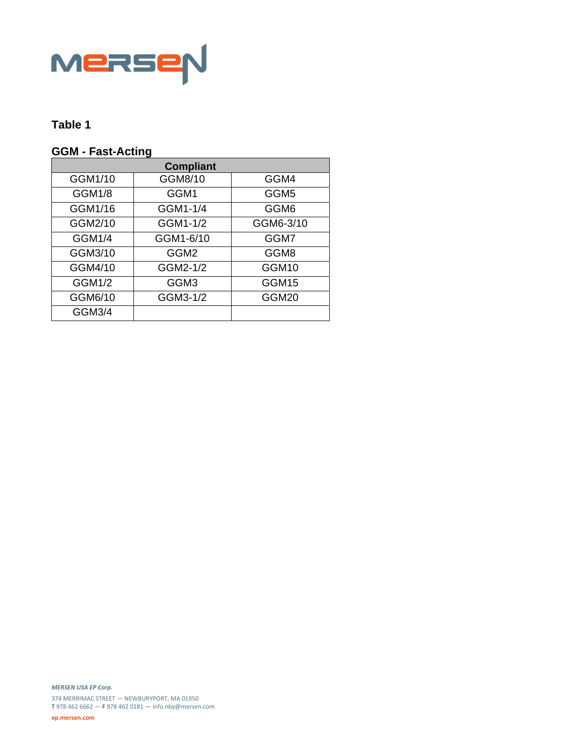## Table 1

### GGM - Fast-Acting

| Compliant | | |
|---|---|---|
| GGM1/10 | GGM8/10 | GGM4 |
| GGM1/8 | GGM1 | GGM5 |
| GGM1/16 | GGM1-1/4 | GGM6 |
| GGM2/10 | GGM1-1/2 | GGM6-3/10 |
| GGM1/4 | GGM1-6/10 | GGM7 |
| GGM3/10 | GGM2 | GGM8 |
| GGM4/10 | GGM2-1/2 | GGM10 |
| GGM1/2 | GGM3 | GGM15 |
| GGM6/10 | GGM3-1/2 | GGM20 |
| GGM3/4 | | |

*MERSEN USA EP Corp.*

374 MERRIMAC STREET — NEWBURYPORT, MA 01950
**T** 978 462 6662 — **F** 978 462 0181 — info.nby@mersen.com

**ep.mersen.com**